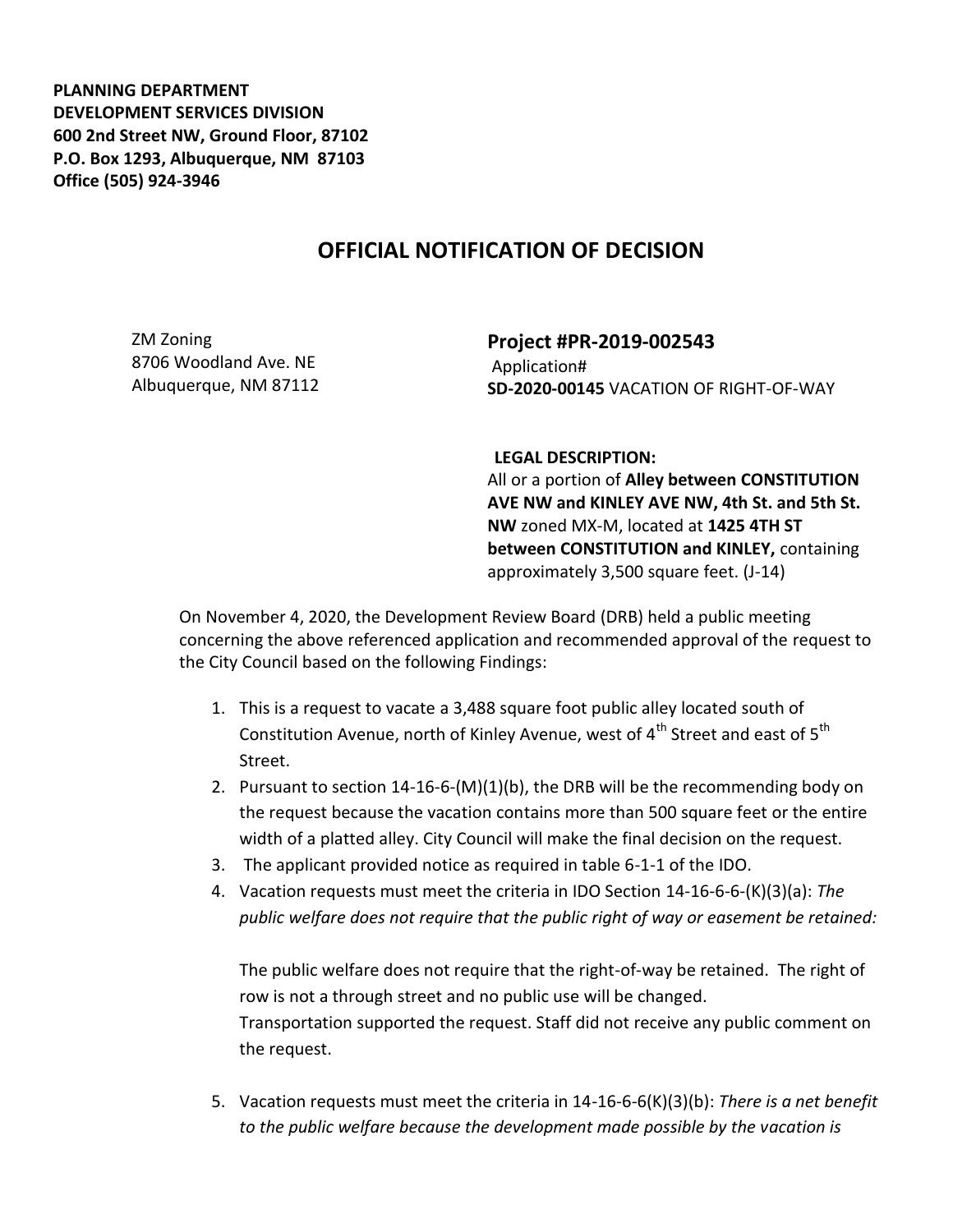**PLANNING DEPARTMENT**
**DEVELOPMENT SERVICES DIVISION**
**600 2nd Street NW, Ground Floor, 87102**
**P.O. Box 1293, Albuquerque, NM 87103**
**Office (505) 924-3946**

# OFFICIAL NOTIFICATION OF DECISION

ZM Zoning
8706 Woodland Ave. NE
Albuquerque, NM 87112

**Project #PR-2019-002543**
Application#
**SD-2020-00145** VACATION OF RIGHT-OF-WAY

**LEGAL DESCRIPTION:**
All or a portion of **Alley between CONSTITUTION AVE NW and KINLEY AVE NW, 4th St. and 5th St. NW** zoned MX-M, located at **1425 4TH ST between CONSTITUTION and KINLEY,** containing approximately 3,500 square feet. (J-14)

On November 4, 2020, the Development Review Board (DRB) held a public meeting concerning the above referenced application and recommended approval of the request to the City Council based on the following Findings:

1. This is a request to vacate a 3,488 square foot public alley located south of Constitution Avenue, north of Kinley Avenue, west of 4th Street and east of 5th Street.
2. Pursuant to section 14-16-6-(M)(1)(b), the DRB will be the recommending body on the request because the vacation contains more than 500 square feet or the entire width of a platted alley. City Council will make the final decision on the request.
3. The applicant provided notice as required in table 6-1-1 of the IDO.
4. Vacation requests must meet the criteria in IDO Section 14-16-6-6-(K)(3)(a): *The public welfare does not require that the public right of way or easement be retained:*

   The public welfare does not require that the right-of-way be retained. The right of row is not a through street and no public use will be changed.
   Transportation supported the request. Staff did not receive any public comment on the request.

5. Vacation requests must meet the criteria in 14-16-6-6(K)(3)(b): *There is a net benefit to the public welfare because the development made possible by the vacation is*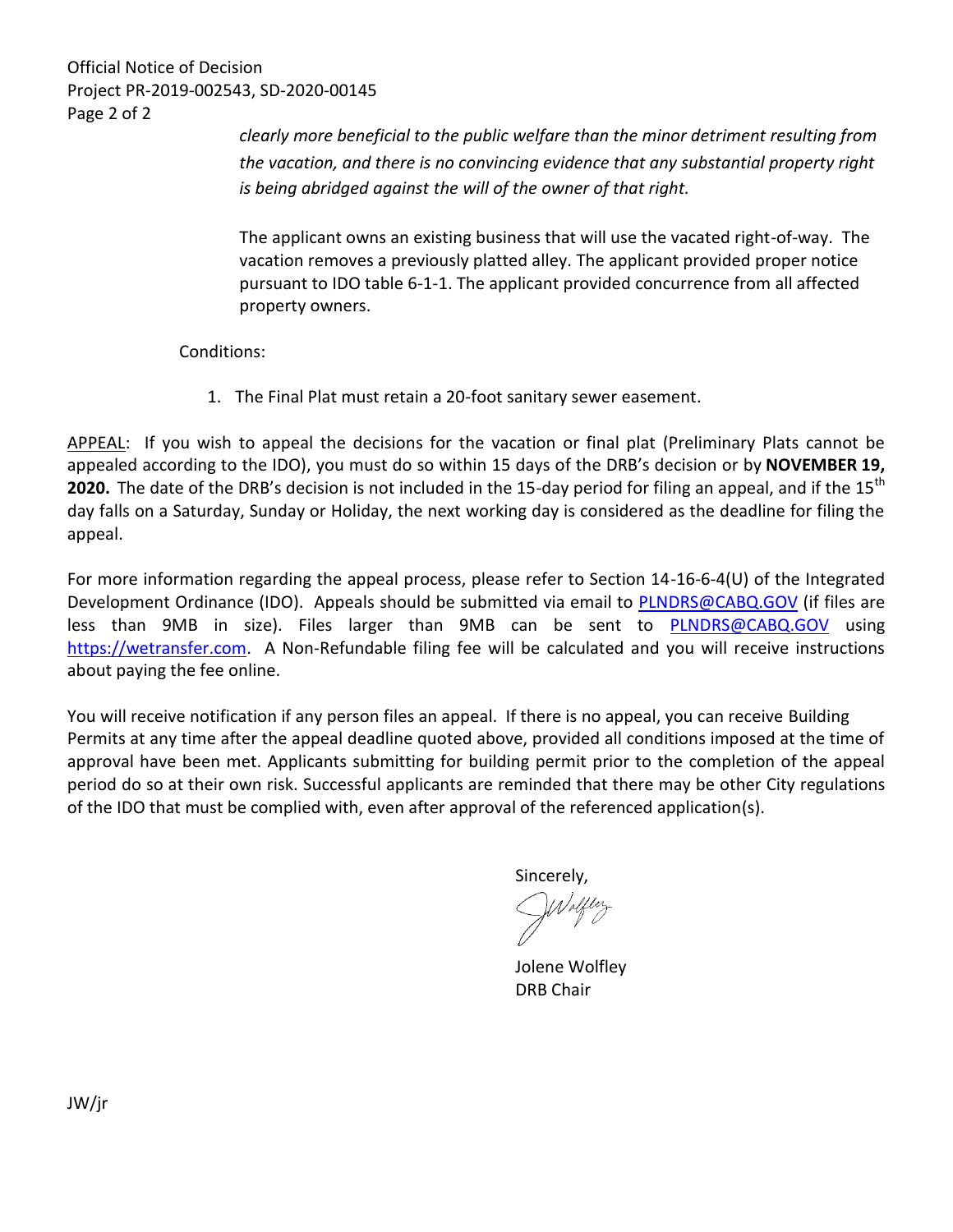*clearly more beneficial to the public welfare than the minor detriment resulting from the vacation, and there is no convincing evidence that any substantial property right is being abridged against the will of the owner of that right.*

The applicant owns an existing business that will use the vacated right-of-way. The vacation removes a previously platted alley. The applicant provided proper notice pursuant to IDO table 6-1-1. The applicant provided concurrence from all affected property owners.

Conditions:

1. The Final Plat must retain a 20-foot sanitary sewer easement.

APPEAL: If you wish to appeal the decisions for the vacation or final plat (Preliminary Plats cannot be appealed according to the IDO), you must do so within 15 days of the DRB's decision or by **NOVEMBER 19, 2020.** The date of the DRB's decision is not included in the 15-day period for filing an appeal, and if the 15th day falls on a Saturday, Sunday or Holiday, the next working day is considered as the deadline for filing the appeal.

For more information regarding the appeal process, please refer to Section 14-16-6-4(U) of the Integrated Development Ordinance (IDO). Appeals should be submitted via email to PLNDRS@CABQ.GOV (if files are less than 9MB in size). Files larger than 9MB can be sent to PLNDRS@CABQ.GOV using https://wetransfer.com. A Non-Refundable filing fee will be calculated and you will receive instructions about paying the fee online.

You will receive notification if any person files an appeal. If there is no appeal, you can receive Building Permits at any time after the appeal deadline quoted above, provided all conditions imposed at the time of approval have been met. Applicants submitting for building permit prior to the completion of the appeal period do so at their own risk. Successful applicants are reminded that there may be other City regulations of the IDO that must be complied with, even after approval of the referenced application(s).

Sincerely,

Jolene Wolfley
DRB Chair

JW/jr